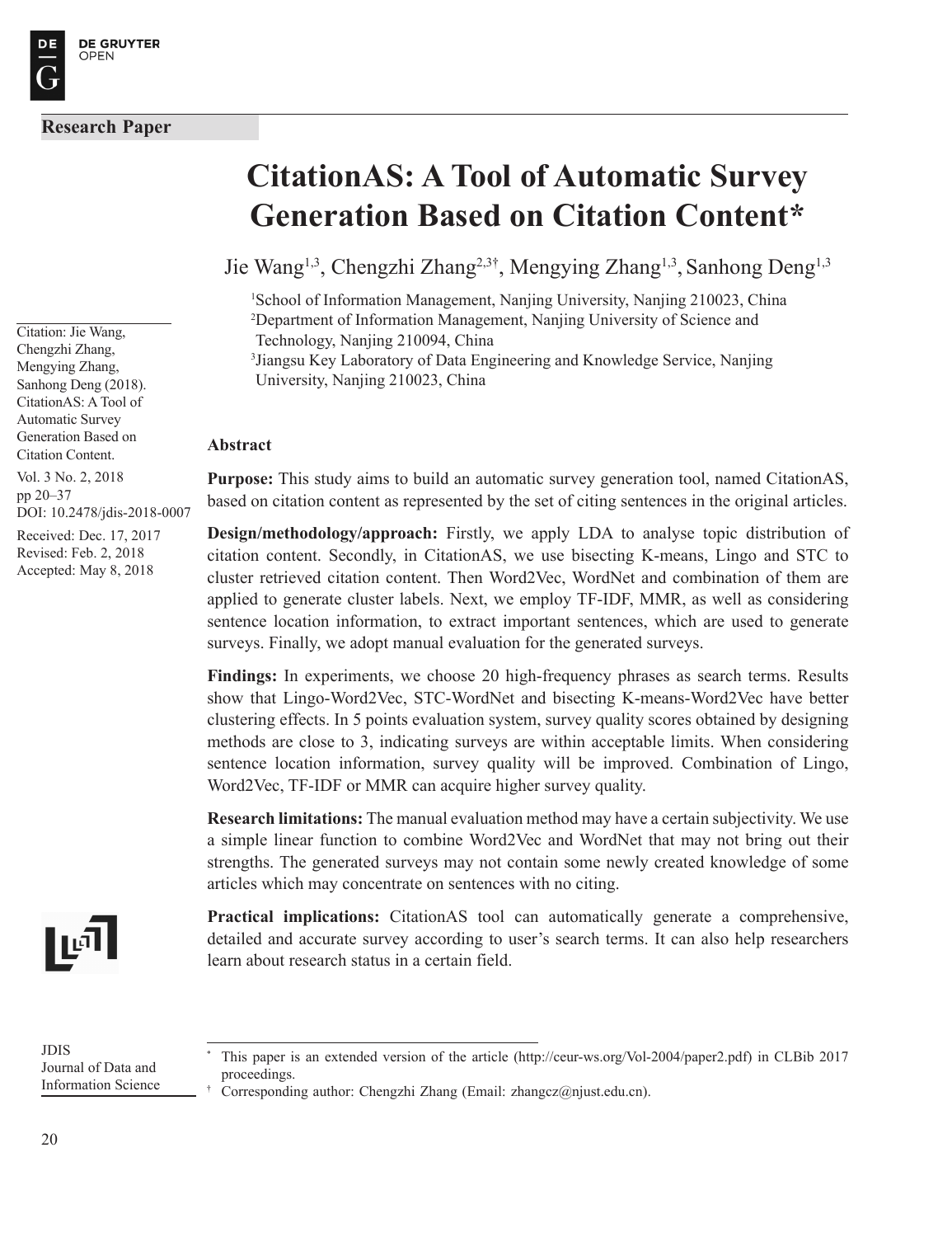Research Paper

# CitationAS: A Tool of Automatic Survey Generation Based on Citation Content*

Jie Wang[1,3], Chengzhi Zhang[2,3†], Mengying Zhang[1,3], Sanhong Deng[1,3]

[1]School of Information Management, Nanjing University, Nanjing 210023, China
[2]Department of Information Management, Nanjing University of Science and Technology, Nanjing 210094, China
[3]Jiangsu Key Laboratory of Data Engineering and Knowledge Service, Nanjing University, Nanjing 210023, China

Citation: Jie Wang, Chengzhi Zhang, Mengying Zhang, Sanhong Deng (2018). CitationAS: A Tool of Automatic Survey Generation Based on Citation Content.
Vol. 3 No. 2, 2018
pp 20–37
DOI: 10.2478/jdis-2018-0007
Received: Dec. 17, 2017
Revised: Feb. 2, 2018
Accepted: May 8, 2018

## Abstract

**Purpose:** This study aims to build an automatic survey generation tool, named CitationAS, based on citation content as represented by the set of citing sentences in the original articles.

**Design/methodology/approach:** Firstly, we apply LDA to analyse topic distribution of citation content. Secondly, in CitationAS, we use bisecting K-means, Lingo and STC to cluster retrieved citation content. Then Word2Vec, WordNet and combination of them are applied to generate cluster labels. Next, we employ TF-IDF, MMR, as well as considering sentence location information, to extract important sentences, which are used to generate surveys. Finally, we adopt manual evaluation for the generated surveys.

**Findings:** In experiments, we choose 20 high-frequency phrases as search terms. Results show that Lingo-Word2Vec, STC-WordNet and bisecting K-means-Word2Vec have better clustering effects. In 5 points evaluation system, survey quality scores obtained by designing methods are close to 3, indicating surveys are within acceptable limits. When considering sentence location information, survey quality will be improved. Combination of Lingo, Word2Vec, TF-IDF or MMR can acquire higher survey quality.

**Research limitations:** The manual evaluation method may have a certain subjectivity. We use a simple linear function to combine Word2Vec and WordNet that may not bring out their strengths. The generated surveys may not contain some newly created knowledge of some articles which may concentrate on sentences with no citing.

**Practical implications:** CitationAS tool can automatically generate a comprehensive, detailed and accurate survey according to user's search terms. It can also help researchers learn about research status in a certain field.

JDIS
Journal of Data and Information Science

\* This paper is an extended version of the article (http://ceur-ws.org/Vol-2004/paper2.pdf) in CLBib 2017 proceedings.

† Corresponding author: Chengzhi Zhang (Email: zhangcz@njust.edu.cn).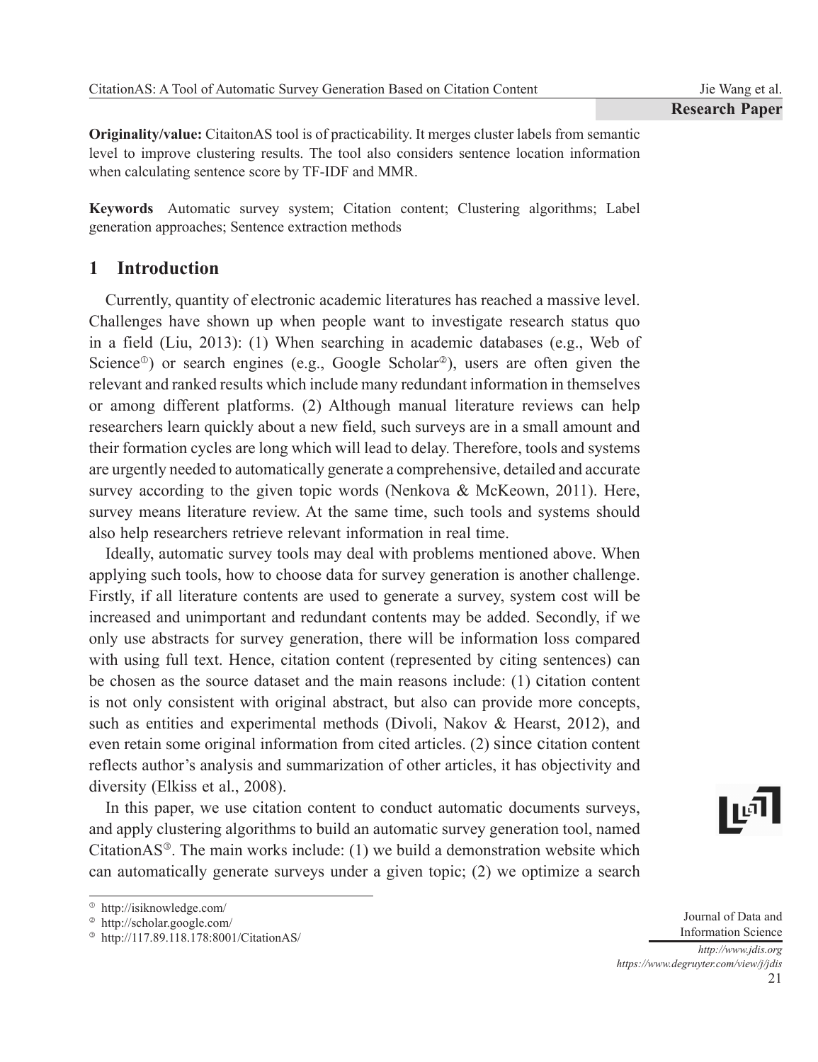**Originality/value:** CitaitonAS tool is of practicability. It merges cluster labels from semantic level to improve clustering results. The tool also considers sentence location information when calculating sentence score by TF-IDF and MMR.

**Keywords** Automatic survey system; Citation content; Clustering algorithms; Label generation approaches; Sentence extraction methods

## 1 Introduction

Currently, quantity of electronic academic literatures has reached a massive level. Challenges have shown up when people want to investigate research status quo in a field (Liu, 2013): (1) When searching in academic databases (e.g., Web of Science[①]) or search engines (e.g., Google Scholar[②]), users are often given the relevant and ranked results which include many redundant information in themselves or among different platforms. (2) Although manual literature reviews can help researchers learn quickly about a new field, such surveys are in a small amount and their formation cycles are long which will lead to delay. Therefore, tools and systems are urgently needed to automatically generate a comprehensive, detailed and accurate survey according to the given topic words (Nenkova & McKeown, 2011). Here, survey means literature review. At the same time, such tools and systems should also help researchers retrieve relevant information in real time.

Ideally, automatic survey tools may deal with problems mentioned above. When applying such tools, how to choose data for survey generation is another challenge. Firstly, if all literature contents are used to generate a survey, system cost will be increased and unimportant and redundant contents may be added. Secondly, if we only use abstracts for survey generation, there will be information loss compared with using full text. Hence, citation content (represented by citing sentences) can be chosen as the source dataset and the main reasons include: (1) citation content is not only consistent with original abstract, but also can provide more concepts, such as entities and experimental methods (Divoli, Nakov & Hearst, 2012), and even retain some original information from cited articles. (2) since citation content reflects author's analysis and summarization of other articles, it has objectivity and diversity (Elkiss et al., 2008).

In this paper, we use citation content to conduct automatic documents surveys, and apply clustering algorithms to build an automatic survey generation tool, named CitationAS[③]. The main works include: (1) we build a demonstration website which can automatically generate surveys under a given topic; (2) we optimize a search

---

[①] http://isiknowledge.com/

[②] http://scholar.google.com/

[③] http://117.89.118.178:8001/CitationAS/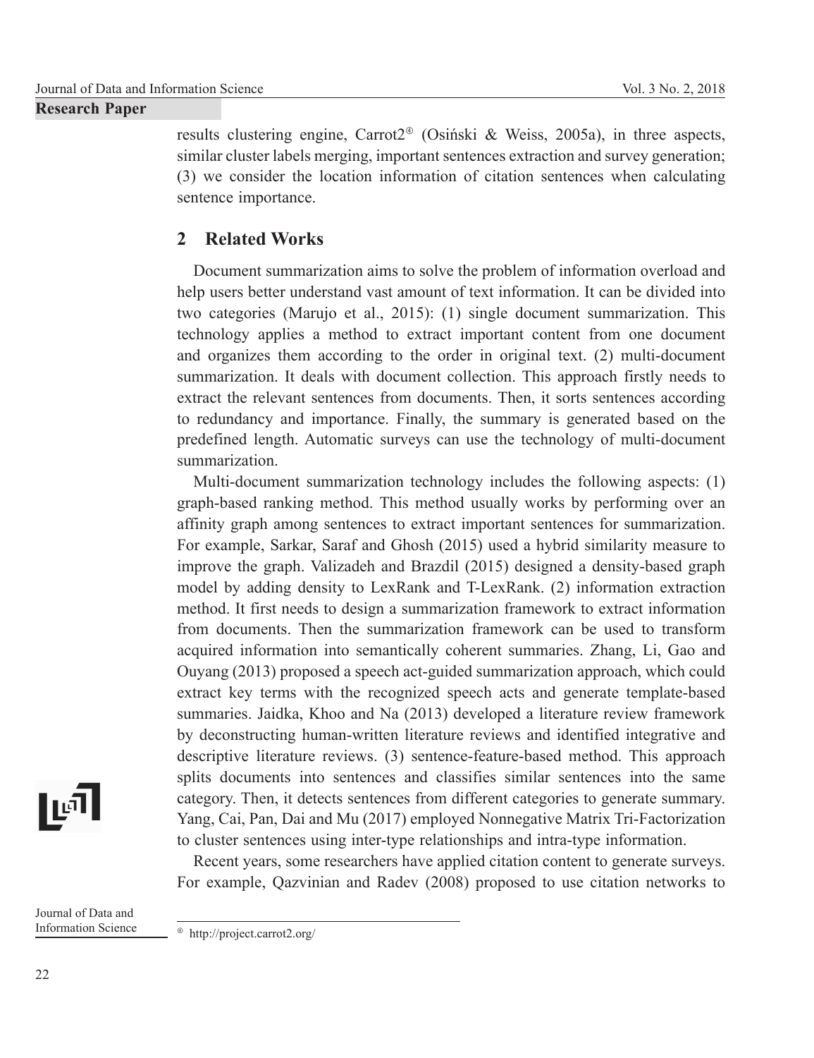results clustering engine, Carrot2[④] (Osiński & Weiss, 2005a), in three aspects, similar cluster labels merging, important sentences extraction and survey generation; (3) we consider the location information of citation sentences when calculating sentence importance.

## 2 Related Works

Document summarization aims to solve the problem of information overload and help users better understand vast amount of text information. It can be divided into two categories (Marujo et al., 2015): (1) single document summarization. This technology applies a method to extract important content from one document and organizes them according to the order in original text. (2) multi-document summarization. It deals with document collection. This approach firstly needs to extract the relevant sentences from documents. Then, it sorts sentences according to redundancy and importance. Finally, the summary is generated based on the predefined length. Automatic surveys can use the technology of multi-document summarization.

Multi-document summarization technology includes the following aspects: (1) graph-based ranking method. This method usually works by performing over an affinity graph among sentences to extract important sentences for summarization. For example, Sarkar, Saraf and Ghosh (2015) used a hybrid similarity measure to improve the graph. Valizadeh and Brazdil (2015) designed a density-based graph model by adding density to LexRank and T-LexRank. (2) information extraction method. It first needs to design a summarization framework to extract information from documents. Then the summarization framework can be used to transform acquired information into semantically coherent summaries. Zhang, Li, Gao and Ouyang (2013) proposed a speech act-guided summarization approach, which could extract key terms with the recognized speech acts and generate template-based summaries. Jaidka, Khoo and Na (2013) developed a literature review framework by deconstructing human-written literature reviews and identified integrative and descriptive literature reviews. (3) sentence-feature-based method. This approach splits documents into sentences and classifies similar sentences into the same category. Then, it detects sentences from different categories to generate summary. Yang, Cai, Pan, Dai and Mu (2017) employed Nonnegative Matrix Tri-Factorization to cluster sentences using inter-type relationships and intra-type information.

Recent years, some researchers have applied citation content to generate surveys. For example, Qazvinian and Radev (2008) proposed to use citation networks to

[④] http://project.carrot2.org/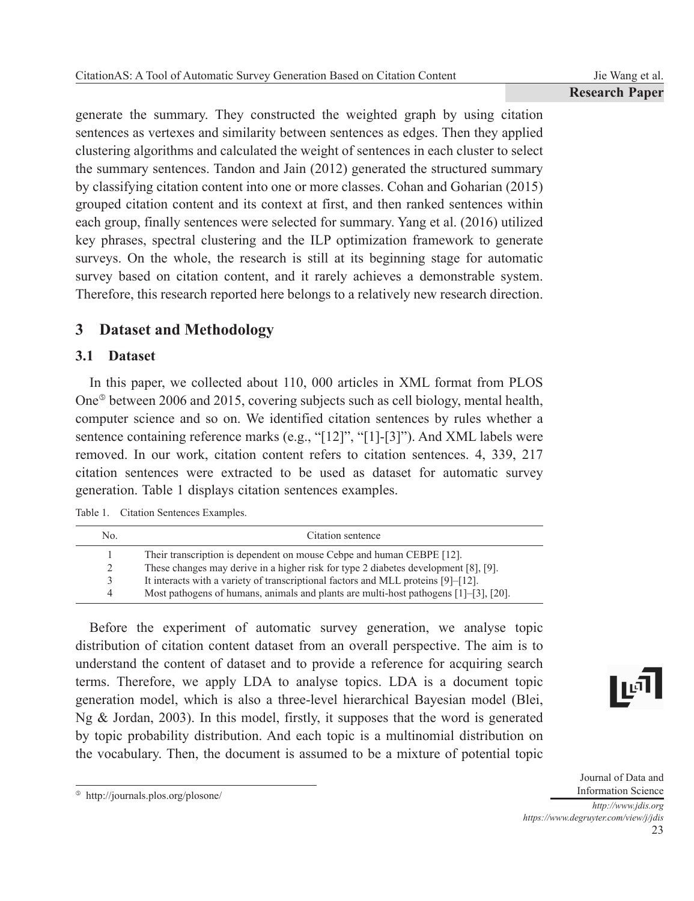generate the summary. They constructed the weighted graph by using citation sentences as vertexes and similarity between sentences as edges. Then they applied clustering algorithms and calculated the weight of sentences in each cluster to select the summary sentences. Tandon and Jain (2012) generated the structured summary by classifying citation content into one or more classes. Cohan and Goharian (2015) grouped citation content and its context at first, and then ranked sentences within each group, finally sentences were selected for summary. Yang et al. (2016) utilized key phrases, spectral clustering and the ILP optimization framework to generate surveys. On the whole, the research is still at its beginning stage for automatic survey based on citation content, and it rarely achieves a demonstrable system. Therefore, this research reported here belongs to a relatively new research direction.

## 3 Dataset and Methodology

### 3.1 Dataset

In this paper, we collected about 110, 000 articles in XML format from PLOS One[5] between 2006 and 2015, covering subjects such as cell biology, mental health, computer science and so on. We identified citation sentences by rules whether a sentence containing reference marks (e.g., "[12]", "[1]-[3]"). And XML labels were removed. In our work, citation content refers to citation sentences. 4, 339, 217 citation sentences were extracted to be used as dataset for automatic survey generation. Table 1 displays citation sentences examples.

Table 1. Citation Sentences Examples.

| No. | Citation sentence |
| --- | --- |
| 1 | Their transcription is dependent on mouse Cebpe and human CEBPE [12]. |
| 2 | These changes may derive in a higher risk for type 2 diabetes development [8], [9]. |
| 3 | It interacts with a variety of transcriptional factors and MLL proteins [9]–[12]. |
| 4 | Most pathogens of humans, animals and plants are multi-host pathogens [1]–[3], [20]. |

Before the experiment of automatic survey generation, we analyse topic distribution of citation content dataset from an overall perspective. The aim is to understand the content of dataset and to provide a reference for acquiring search terms. Therefore, we apply LDA to analyse topics. LDA is a document topic generation model, which is also a three-level hierarchical Bayesian model (Blei, Ng & Jordan, 2003). In this model, firstly, it supposes that the word is generated by topic probability distribution. And each topic is a multinomial distribution on the vocabulary. Then, the document is assumed to be a mixture of potential topic

[5] http://journals.plos.org/plosone/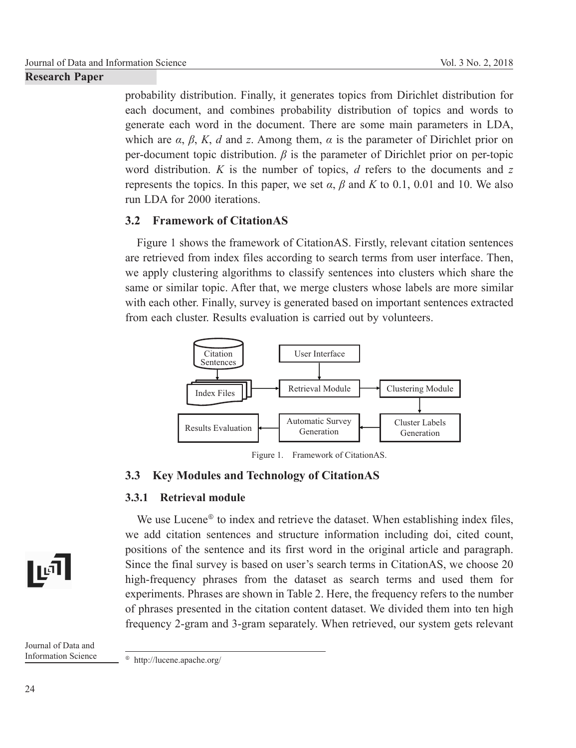probability distribution. Finally, it generates topics from Dirichlet distribution for each document, and combines probability distribution of topics and words to generate each word in the document. There are some main parameters in LDA, which are $\alpha$, $\beta$, $K$, $d$ and $z$. Among them, $\alpha$ is the parameter of Dirichlet prior on per-document topic distribution. $\beta$ is the parameter of Dirichlet prior on per-topic word distribution. $K$ is the number of topics, $d$ refers to the documents and $z$ represents the topics. In this paper, we set $\alpha$, $\beta$ and $K$ to 0.1, 0.01 and 10. We also run LDA for 2000 iterations.

### 3.2 Framework of CitationAS

Figure 1 shows the framework of CitationAS. Firstly, relevant citation sentences are retrieved from index files according to search terms from user interface. Then, we apply clustering algorithms to classify sentences into clusters which share the same or similar topic. After that, we merge clusters whose labels are more similar with each other. Finally, survey is generated based on important sentences extracted from each cluster. Results evaluation is carried out by volunteers.

Citation Sentences → Index Files → Retrieval Module ← User Interface; Retrieval Module → Clustering Module → Cluster Labels Generation → Automatic Survey Generation → Results Evaluation

Figure 1. Framework of CitationAS.

### 3.3 Key Modules and Technology of CitationAS

#### 3.3.1 Retrieval module

We use Lucene[①] to index and retrieve the dataset. When establishing index files, we add citation sentences and structure information including doi, cited count, positions of the sentence and its first word in the original article and paragraph. Since the final survey is based on user's search terms in CitationAS, we choose 20 high-frequency phrases from the dataset as search terms and used them for experiments. Phrases are shown in Table 2. Here, the frequency refers to the number of phrases presented in the citation content dataset. We divided them into ten high frequency 2-gram and 3-gram separately. When retrieved, our system gets relevant

① http://lucene.apache.org/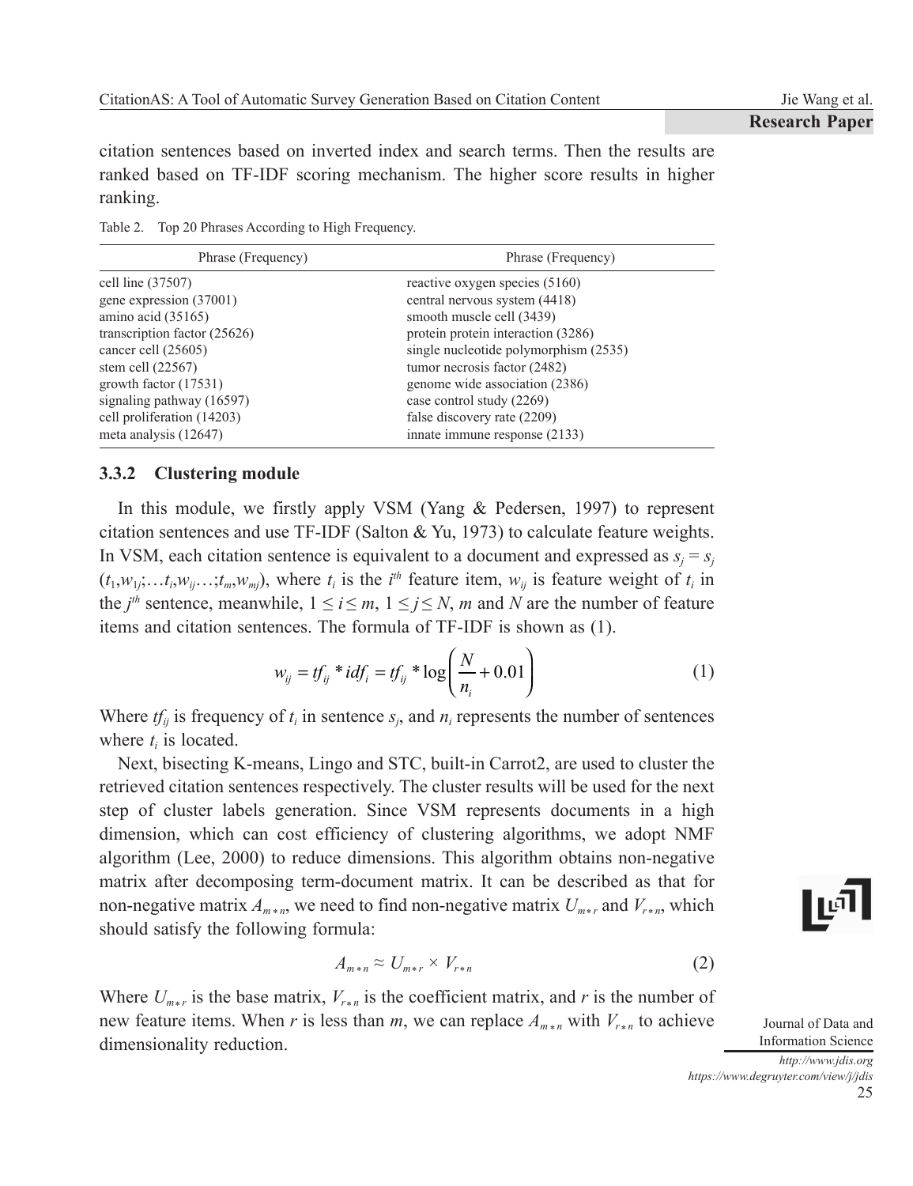citation sentences based on inverted index and search terms. Then the results are ranked based on TF-IDF scoring mechanism. The higher score results in higher ranking.

Table 2. Top 20 Phrases According to High Frequency.

| Phrase (Frequency) | Phrase (Frequency) |
|---|---|
| cell line (37507) | reactive oxygen species (5160) |
| gene expression (37001) | central nervous system (4418) |
| amino acid (35165) | smooth muscle cell (3439) |
| transcription factor (25626) | protein protein interaction (3286) |
| cancer cell (25605) | single nucleotide polymorphism (2535) |
| stem cell (22567) | tumor necrosis factor (2482) |
| growth factor (17531) | genome wide association (2386) |
| signaling pathway (16597) | case control study (2269) |
| cell proliferation (14203) | false discovery rate (2209) |
| meta analysis (12647) | innate immune response (2133) |

### 3.3.2 Clustering module

In this module, we firstly apply VSM (Yang & Pedersen, 1997) to represent citation sentences and use TF-IDF (Salton & Yu, 1973) to calculate feature weights. In VSM, each citation sentence is equivalent to a document and expressed as $s_j = s_j$ $(t_1, w_{1j}; \ldots t_i, w_{ij} \ldots ; t_m, w_{mj})$, where $t_i$ is the $i^{th}$ feature item, $w_{ij}$ is feature weight of $t_i$ in the $j^{th}$ sentence, meanwhile, $1 \leq i \leq m$, $1 \leq j \leq N$, $m$ and $N$ are the number of feature items and citation sentences. The formula of TF-IDF is shown as (1).

$$w_{ij} = tf_{ij} * idf_i = tf_{ij} * \log\left(\frac{N}{n_i} + 0.01\right) \tag{1}$$

Where $tf_{ij}$ is frequency of $t_i$ in sentence $s_j$, and $n_i$ represents the number of sentences where $t_i$ is located.

Next, bisecting K-means, Lingo and STC, built-in Carrot2, are used to cluster the retrieved citation sentences respectively. The cluster results will be used for the next step of cluster labels generation. Since VSM represents documents in a high dimension, which can cost efficiency of clustering algorithms, we adopt NMF algorithm (Lee, 2000) to reduce dimensions. This algorithm obtains non-negative matrix after decomposing term-document matrix. It can be described as that for non-negative matrix $A_{m*n}$, we need to find non-negative matrix $U_{m*r}$ and $V_{r*n}$, which should satisfy the following formula:

$$A_{m*n} \approx U_{m*r} \times V_{r*n} \tag{2}$$

Where $U_{m*r}$ is the base matrix, $V_{r*n}$ is the coefficient matrix, and $r$ is the number of new feature items. When $r$ is less than $m$, we can replace $A_{m*n}$ with $V_{r*n}$ to achieve dimensionality reduction.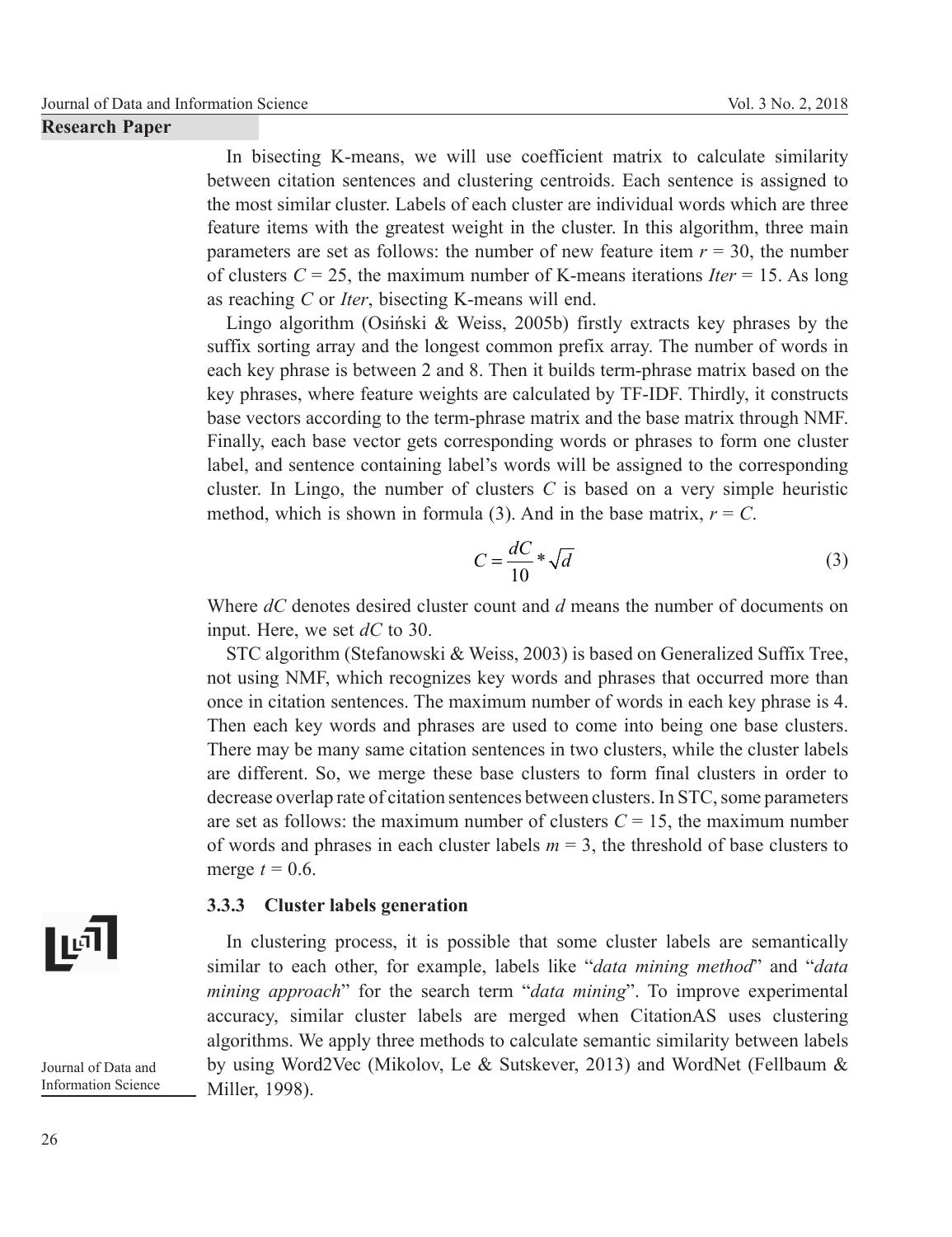In bisecting K-means, we will use coefficient matrix to calculate similarity between citation sentences and clustering centroids. Each sentence is assigned to the most similar cluster. Labels of each cluster are individual words which are three feature items with the greatest weight in the cluster. In this algorithm, three main parameters are set as follows: the number of new feature item $r = 30$, the number of clusters $C = 25$, the maximum number of K-means iterations $Iter = 15$. As long as reaching $C$ or $Iter$, bisecting K-means will end.

Lingo algorithm (Osiński & Weiss, 2005b) firstly extracts key phrases by the suffix sorting array and the longest common prefix array. The number of words in each key phrase is between 2 and 8. Then it builds term-phrase matrix based on the key phrases, where feature weights are calculated by TF-IDF. Thirdly, it constructs base vectors according to the term-phrase matrix and the base matrix through NMF. Finally, each base vector gets corresponding words or phrases to form one cluster label, and sentence containing label's words will be assigned to the corresponding cluster. In Lingo, the number of clusters $C$ is based on a very simple heuristic method, which is shown in formula (3). And in the base matrix, $r = C$.

$$C = \frac{dC}{10} * \sqrt{d} \tag{3}$$

Where $dC$ denotes desired cluster count and $d$ means the number of documents on input. Here, we set $dC$ to 30.

STC algorithm (Stefanowski & Weiss, 2003) is based on Generalized Suffix Tree, not using NMF, which recognizes key words and phrases that occurred more than once in citation sentences. The maximum number of words in each key phrase is 4. Then each key words and phrases are used to come into being one base clusters. There may be many same citation sentences in two clusters, while the cluster labels are different. So, we merge these base clusters to form final clusters in order to decrease overlap rate of citation sentences between clusters. In STC, some parameters are set as follows: the maximum number of clusters $C = 15$, the maximum number of words and phrases in each cluster labels $m = 3$, the threshold of base clusters to merge $t = 0.6$.

### 3.3.3 Cluster labels generation

In clustering process, it is possible that some cluster labels are semantically similar to each other, for example, labels like "*data mining method*" and "*data mining approach*" for the search term "*data mining*". To improve experimental accuracy, similar cluster labels are merged when CitationAS uses clustering algorithms. We apply three methods to calculate semantic similarity between labels by using Word2Vec (Mikolov, Le & Sutskever, 2013) and WordNet (Fellbaum & Miller, 1998).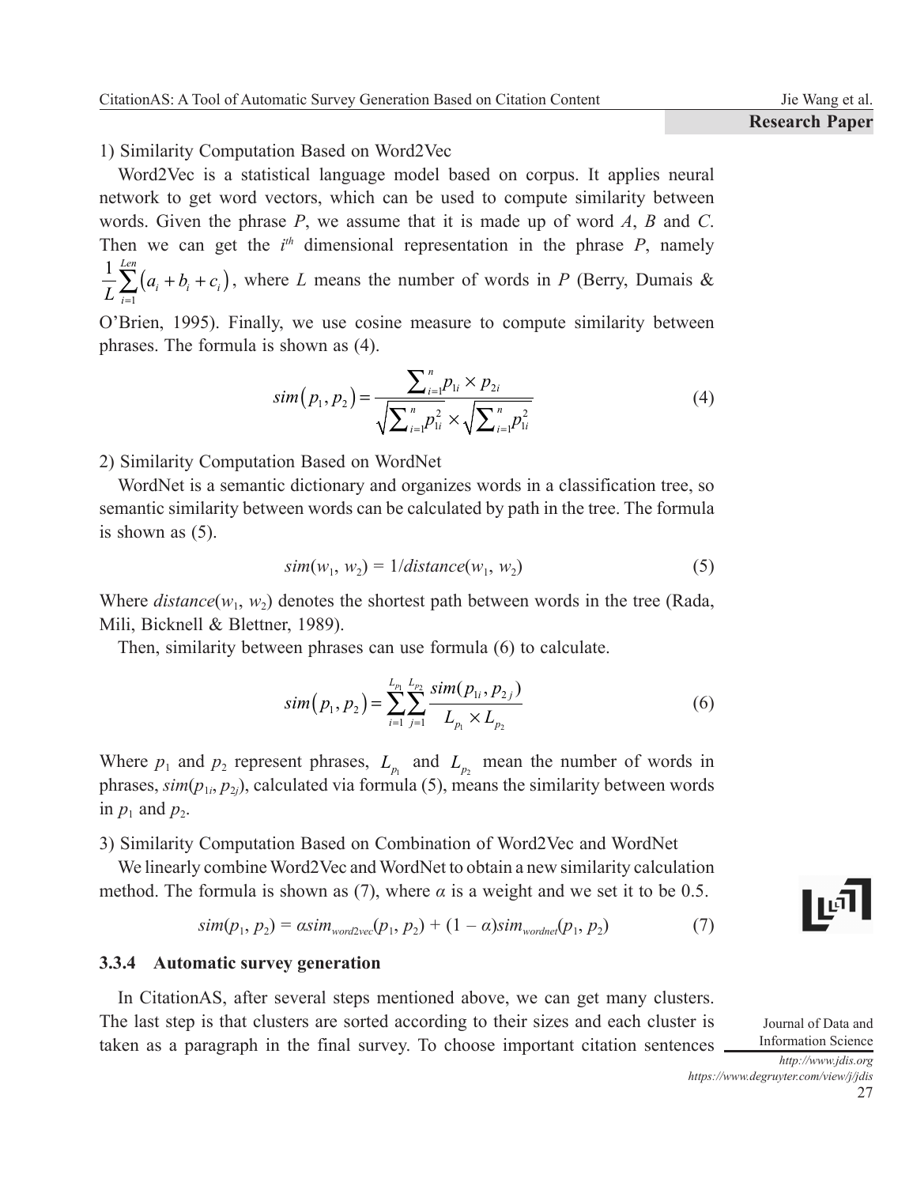1) Similarity Computation Based on Word2Vec

Word2Vec is a statistical language model based on corpus. It applies neural network to get word vectors, which can be used to compute similarity between words. Given the phrase $P$, we assume that it is made up of word $A$, $B$ and $C$. Then we can get the $i^{th}$ dimensional representation in the phrase $P$, namely $\frac{1}{L}\sum_{i=1}^{Len}(a_i + b_i + c_i)$, where $L$ means the number of words in $P$ (Berry, Dumais & O'Brien, 1995). Finally, we use cosine measure to compute similarity between phrases. The formula is shown as (4).

$$sim(p_1, p_2) = \frac{\sum_{i=1}^{n} p_{1i} \times p_{2i}}{\sqrt{\sum_{i=1}^{n} p_{1i}^2} \times \sqrt{\sum_{i=1}^{n} p_{1i}^2}} \tag{4}$$

2) Similarity Computation Based on WordNet

WordNet is a semantic dictionary and organizes words in a classification tree, so semantic similarity between words can be calculated by path in the tree. The formula is shown as (5).

$$sim(w_1, w_2) = 1/distance(w_1, w_2) \tag{5}$$

Where $distance(w_1, w_2)$ denotes the shortest path between words in the tree (Rada, Mili, Bicknell & Blettner, 1989).

Then, similarity between phrases can use formula (6) to calculate.

$$sim(p_1, p_2) = \sum_{i=1}^{L_{p_1}} \sum_{j=1}^{L_{p_2}} \frac{sim(p_{1i}, p_{2j})}{L_{p_1} \times L_{p_2}} \tag{6}$$

Where $p_1$ and $p_2$ represent phrases, $L_{p_1}$ and $L_{p_2}$ mean the number of words in phrases, $sim(p_{1i}, p_{2j})$, calculated via formula (5), means the similarity between words in $p_1$ and $p_2$.

3) Similarity Computation Based on Combination of Word2Vec and WordNet

We linearly combine Word2Vec and WordNet to obtain a new similarity calculation method. The formula is shown as (7), where $\alpha$ is a weight and we set it to be 0.5.

$$sim(p_1, p_2) = \alpha sim_{word2vec}(p_1, p_2) + (1 - \alpha) sim_{wordnet}(p_1, p_2) \tag{7}$$

### 3.3.4 Automatic survey generation

In CitationAS, after several steps mentioned above, we can get many clusters. The last step is that clusters are sorted according to their sizes and each cluster is taken as a paragraph in the final survey. To choose important citation sentences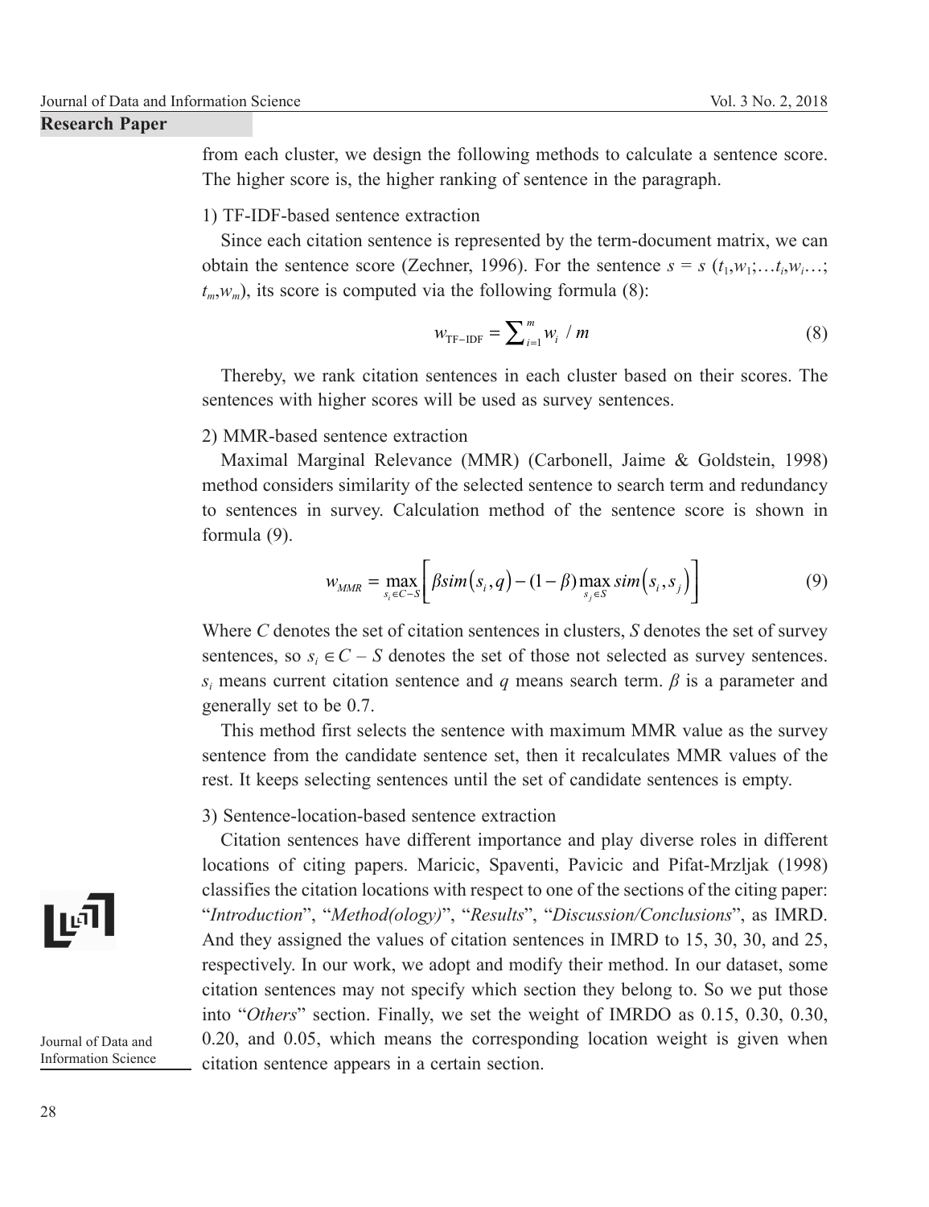from each cluster, we design the following methods to calculate a sentence score. The higher score is, the higher ranking of sentence in the paragraph.

1) TF-IDF-based sentence extraction

Since each citation sentence is represented by the term-document matrix, we can obtain the sentence score (Zechner, 1996). For the sentence $s = s\ (t_1,w_1;\ldots t_i,w_i\ldots;t_m,w_m)$, its score is computed via the following formula (8):

$$w_{\text{TF-IDF}} = \sum_{i=1}^{m} w_i \ / \ m \tag{8}$$

Thereby, we rank citation sentences in each cluster based on their scores. The sentences with higher scores will be used as survey sentences.

2) MMR-based sentence extraction

Maximal Marginal Relevance (MMR) (Carbonell, Jaime & Goldstein, 1998) method considers similarity of the selected sentence to search term and redundancy to sentences in survey. Calculation method of the sentence score is shown in formula (9).

$$w_{MMR} = \max_{s_i \in C-S}\left[\beta sim\left(s_i, q\right) - (1-\beta)\max_{s_j \in S} sim\left(s_i, s_j\right)\right] \tag{9}$$

Where $C$ denotes the set of citation sentences in clusters, $S$ denotes the set of survey sentences, so $s_i \in C - S$ denotes the set of those not selected as survey sentences. $s_i$ means current citation sentence and $q$ means search term. $\beta$ is a parameter and generally set to be 0.7.

This method first selects the sentence with maximum MMR value as the survey sentence from the candidate sentence set, then it recalculates MMR values of the rest. It keeps selecting sentences until the set of candidate sentences is empty.

3) Sentence-location-based sentence extraction

Citation sentences have different importance and play diverse roles in different locations of citing papers. Maricic, Spaventi, Pavicic and Pifat-Mrzljak (1998) classifies the citation locations with respect to one of the sections of the citing paper: "*Introduction*", "*Method(ology)*", "*Results*", "*Discussion/Conclusions*", as IMRD. And they assigned the values of citation sentences in IMRD to 15, 30, 30, and 25, respectively. In our work, we adopt and modify their method. In our dataset, some citation sentences may not specify which section they belong to. So we put those into "*Others*" section. Finally, we set the weight of IMRDO as 0.15, 0.30, 0.30, 0.20, and 0.05, which means the corresponding location weight is given when citation sentence appears in a certain section.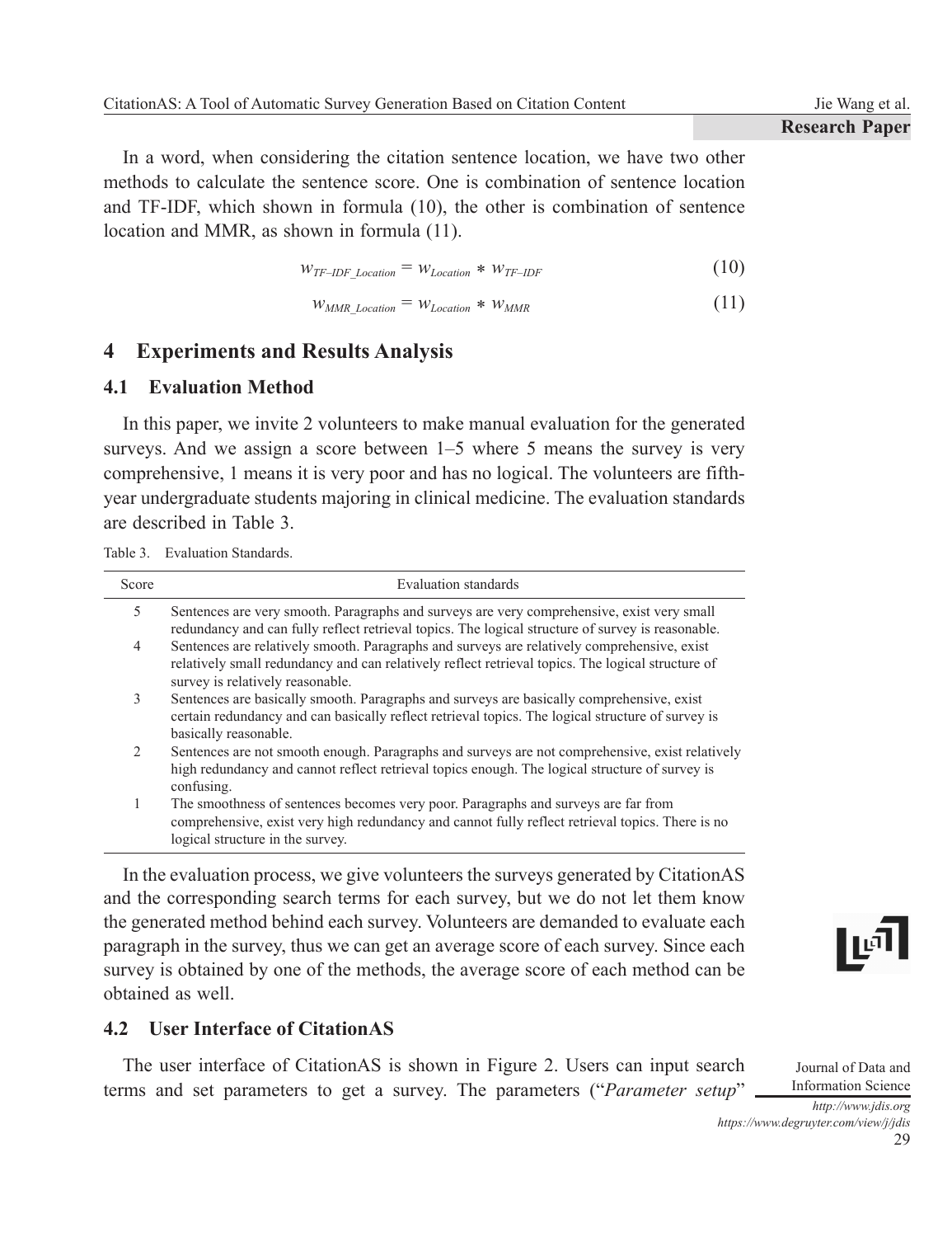In a word, when considering the citation sentence location, we have two other methods to calculate the sentence score. One is combination of sentence location and TF-IDF, which shown in formula (10), the other is combination of sentence location and MMR, as shown in formula (11).

$$w_{TF\text{–}IDF\_Location} = w_{Location} * w_{TF\text{–}IDF} \tag{10}$$

$$w_{MMR\_Location} = w_{Location} * w_{MMR} \tag{11}$$

## 4 Experiments and Results Analysis

### 4.1 Evaluation Method

In this paper, we invite 2 volunteers to make manual evaluation for the generated surveys. And we assign a score between 1–5 where 5 means the survey is very comprehensive, 1 means it is very poor and has no logical. The volunteers are fifth-year undergraduate students majoring in clinical medicine. The evaluation standards are described in Table 3.

Table 3. Evaluation Standards.

| Score | Evaluation standards |
|---|---|
| 5 | Sentences are very smooth. Paragraphs and surveys are very comprehensive, exist very small redundancy and can fully reflect retrieval topics. The logical structure of survey is reasonable. |
| 4 | Sentences are relatively smooth. Paragraphs and surveys are relatively comprehensive, exist relatively small redundancy and can relatively reflect retrieval topics. The logical structure of survey is relatively reasonable. |
| 3 | Sentences are basically smooth. Paragraphs and surveys are basically comprehensive, exist certain redundancy and can basically reflect retrieval topics. The logical structure of survey is basically reasonable. |
| 2 | Sentences are not smooth enough. Paragraphs and surveys are not comprehensive, exist relatively high redundancy and cannot reflect retrieval topics enough. The logical structure of survey is confusing. |
| 1 | The smoothness of sentences becomes very poor. Paragraphs and surveys are far from comprehensive, exist very high redundancy and cannot fully reflect retrieval topics. There is no logical structure in the survey. |

In the evaluation process, we give volunteers the surveys generated by CitationAS and the corresponding search terms for each survey, but we do not let them know the generated method behind each survey. Volunteers are demanded to evaluate each paragraph in the survey, thus we can get an average score of each survey. Since each survey is obtained by one of the methods, the average score of each method can be obtained as well.

### 4.2 User Interface of CitationAS

The user interface of CitationAS is shown in Figure 2. Users can input search terms and set parameters to get a survey. The parameters ("*Parameter setup*"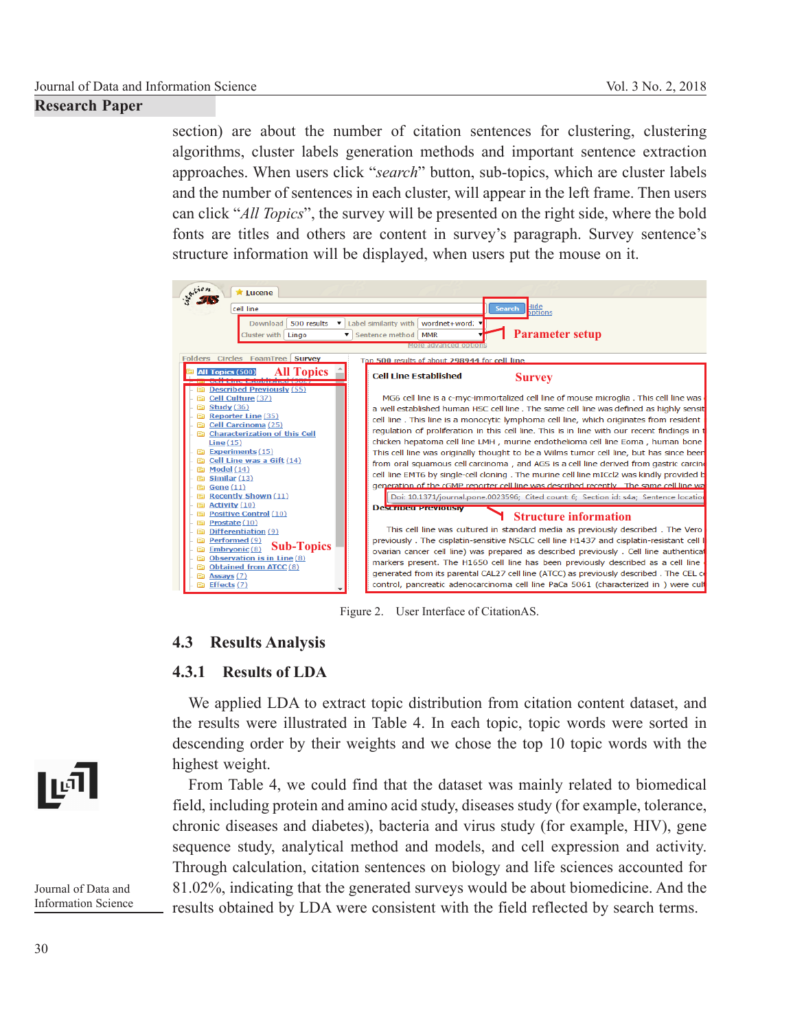section) are about the number of citation sentences for clustering, clustering algorithms, cluster labels generation methods and important sentence extraction approaches. When users click "*search*" button, sub-topics, which are cluster labels and the number of sentences in each cluster, will appear in the left frame. Then users can click "*All Topics*", the survey will be presented on the right side, where the bold fonts are titles and others are content in survey's paragraph. Survey sentence's structure information will be displayed, when users put the mouse on it.

Figure 2. User Interface of CitationAS.

### 4.3 Results Analysis

#### 4.3.1 Results of LDA

We applied LDA to extract topic distribution from citation content dataset, and the results were illustrated in Table 4. In each topic, topic words were sorted in descending order by their weights and we chose the top 10 topic words with the highest weight.

From Table 4, we could find that the dataset was mainly related to biomedical field, including protein and amino acid study, diseases study (for example, tolerance, chronic diseases and diabetes), bacteria and virus study (for example, HIV), gene sequence study, analytical method and models, and cell expression and activity. Through calculation, citation sentences on biology and life sciences accounted for 81.02%, indicating that the generated surveys would be about biomedicine. And the results obtained by LDA were consistent with the field reflected by search terms.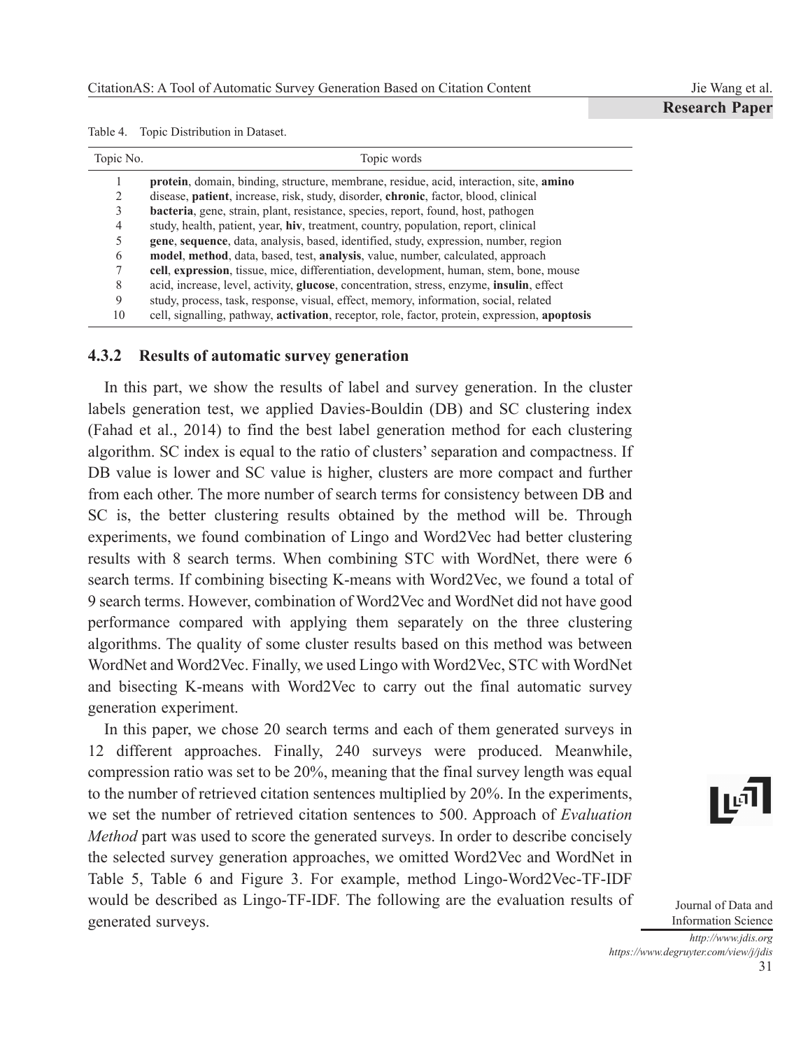Table 4. Topic Distribution in Dataset.

| Topic No. | Topic words |
|---|---|
| 1 | **protein**, domain, binding, structure, membrane, residue, acid, interaction, site, **amino** |
| 2 | disease, **patient**, increase, risk, study, disorder, **chronic**, factor, blood, clinical |
| 3 | **bacteria**, gene, strain, plant, resistance, species, report, found, host, pathogen |
| 4 | study, health, patient, year, **hiv**, treatment, country, population, report, clinical |
| 5 | **gene**, **sequence**, data, analysis, based, identified, study, expression, number, region |
| 6 | **model**, **method**, data, based, test, **analysis**, value, number, calculated, approach |
| 7 | **cell**, **expression**, tissue, mice, differentiation, development, human, stem, bone, mouse |
| 8 | acid, increase, level, activity, **glucose**, concentration, stress, enzyme, **insulin**, effect |
| 9 | study, process, task, response, visual, effect, memory, information, social, related |
| 10 | cell, signalling, pathway, **activation**, receptor, role, factor, protein, expression, **apoptosis** |

### 4.3.2 Results of automatic survey generation

In this part, we show the results of label and survey generation. In the cluster labels generation test, we applied Davies-Bouldin (DB) and SC clustering index (Fahad et al., 2014) to find the best label generation method for each clustering algorithm. SC index is equal to the ratio of clusters' separation and compactness. If DB value is lower and SC value is higher, clusters are more compact and further from each other. The more number of search terms for consistency between DB and SC is, the better clustering results obtained by the method will be. Through experiments, we found combination of Lingo and Word2Vec had better clustering results with 8 search terms. When combining STC with WordNet, there were 6 search terms. If combining bisecting K-means with Word2Vec, we found a total of 9 search terms. However, combination of Word2Vec and WordNet did not have good performance compared with applying them separately on the three clustering algorithms. The quality of some cluster results based on this method was between WordNet and Word2Vec. Finally, we used Lingo with Word2Vec, STC with WordNet and bisecting K-means with Word2Vec to carry out the final automatic survey generation experiment.

In this paper, we chose 20 search terms and each of them generated surveys in 12 different approaches. Finally, 240 surveys were produced. Meanwhile, compression ratio was set to be 20%, meaning that the final survey length was equal to the number of retrieved citation sentences multiplied by 20%. In the experiments, we set the number of retrieved citation sentences to 500. Approach of *Evaluation Method* part was used to score the generated surveys. In order to describe concisely the selected survey generation approaches, we omitted Word2Vec and WordNet in Table 5, Table 6 and Figure 3. For example, method Lingo-Word2Vec-TF-IDF would be described as Lingo-TF-IDF. The following are the evaluation results of generated surveys.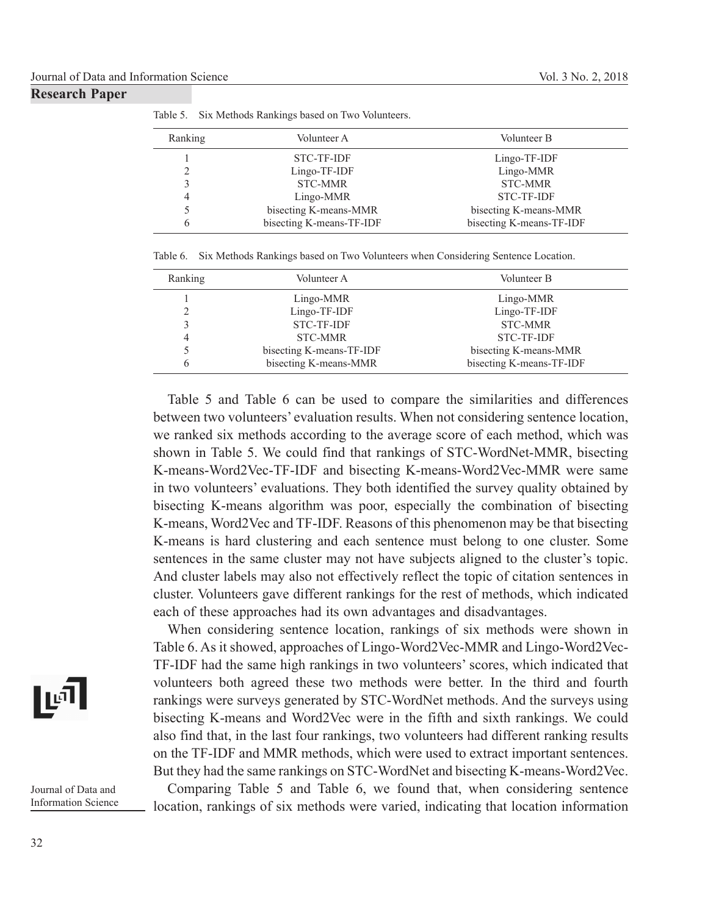Table 5. Six Methods Rankings based on Two Volunteers.

| Ranking | Volunteer A | Volunteer B |
|---|---|---|
| 1 | STC-TF-IDF | Lingo-TF-IDF |
| 2 | Lingo-TF-IDF | Lingo-MMR |
| 3 | STC-MMR | STC-MMR |
| 4 | Lingo-MMR | STC-TF-IDF |
| 5 | bisecting K-means-MMR | bisecting K-means-MMR |
| 6 | bisecting K-means-TF-IDF | bisecting K-means-TF-IDF |

Table 6. Six Methods Rankings based on Two Volunteers when Considering Sentence Location.

| Ranking | Volunteer A | Volunteer B |
|---|---|---|
| 1 | Lingo-MMR | Lingo-MMR |
| 2 | Lingo-TF-IDF | Lingo-TF-IDF |
| 3 | STC-TF-IDF | STC-MMR |
| 4 | STC-MMR | STC-TF-IDF |
| 5 | bisecting K-means-TF-IDF | bisecting K-means-MMR |
| 6 | bisecting K-means-MMR | bisecting K-means-TF-IDF |

Table 5 and Table 6 can be used to compare the similarities and differences between two volunteers' evaluation results. When not considering sentence location, we ranked six methods according to the average score of each method, which was shown in Table 5. We could find that rankings of STC-WordNet-MMR, bisecting K-means-Word2Vec-TF-IDF and bisecting K-means-Word2Vec-MMR were same in two volunteers' evaluations. They both identified the survey quality obtained by bisecting K-means algorithm was poor, especially the combination of bisecting K-means, Word2Vec and TF-IDF. Reasons of this phenomenon may be that bisecting K-means is hard clustering and each sentence must belong to one cluster. Some sentences in the same cluster may not have subjects aligned to the cluster's topic. And cluster labels may also not effectively reflect the topic of citation sentences in cluster. Volunteers gave different rankings for the rest of methods, which indicated each of these approaches had its own advantages and disadvantages.

When considering sentence location, rankings of six methods were shown in Table 6. As it showed, approaches of Lingo-Word2Vec-MMR and Lingo-Word2Vec-TF-IDF had the same high rankings in two volunteers' scores, which indicated that volunteers both agreed these two methods were better. In the third and fourth rankings were surveys generated by STC-WordNet methods. And the surveys using bisecting K-means and Word2Vec were in the fifth and sixth rankings. We could also find that, in the last four rankings, two volunteers had different ranking results on the TF-IDF and MMR methods, which were used to extract important sentences. But they had the same rankings on STC-WordNet and bisecting K-means-Word2Vec.

Comparing Table 5 and Table 6, we found that, when considering sentence location, rankings of six methods were varied, indicating that location information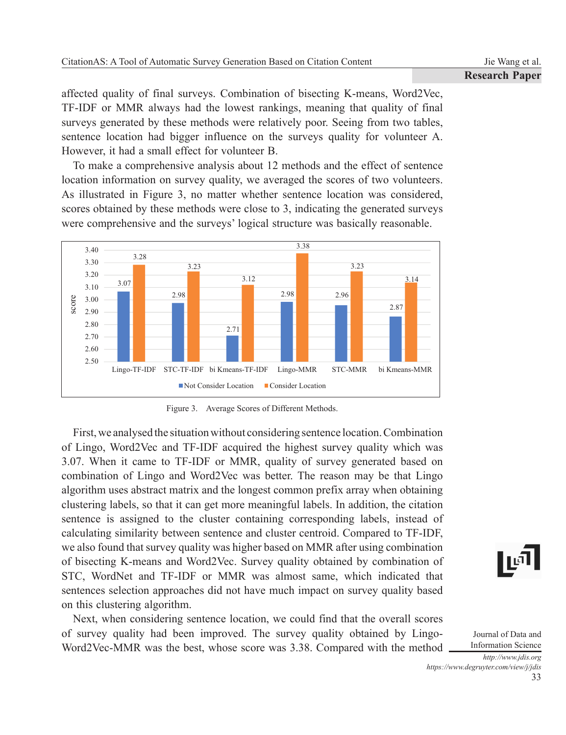affected quality of final surveys. Combination of bisecting K-means, Word2Vec, TF-IDF or MMR always had the lowest rankings, meaning that quality of final surveys generated by these methods were relatively poor. Seeing from two tables, sentence location had bigger influence on the surveys quality for volunteer A. However, it had a small effect for volunteer B.

To make a comprehensive analysis about 12 methods and the effect of sentence location information on survey quality, we averaged the scores of two volunteers. As illustrated in Figure 3, no matter whether sentence location was considered, scores obtained by these methods were close to 3, indicating the generated surveys were comprehensive and the surveys' logical structure was basically reasonable.

| Method | Not Consider Location | Consider Location |
|---|---|---|
| Lingo-TF-IDF | 3.07 | 3.28 |
| STC-TF-IDF | 2.98 | 3.23 |
| bi Kmeans-TF-IDF | 2.71 | 3.12 |
| Lingo-MMR | 2.98 | 3.38 |
| STC-MMR | 2.96 | 3.23 |
| bi Kmeans-MMR | 2.87 | 3.14 |

Figure 3. Average Scores of Different Methods.

First, we analysed the situation without considering sentence location. Combination of Lingo, Word2Vec and TF-IDF acquired the highest survey quality which was 3.07. When it came to TF-IDF or MMR, quality of survey generated based on combination of Lingo and Word2Vec was better. The reason may be that Lingo algorithm uses abstract matrix and the longest common prefix array when obtaining clustering labels, so that it can get more meaningful labels. In addition, the citation sentence is assigned to the cluster containing corresponding labels, instead of calculating similarity between sentence and cluster centroid. Compared to TF-IDF, we also found that survey quality was higher based on MMR after using combination of bisecting K-means and Word2Vec. Survey quality obtained by combination of STC, WordNet and TF-IDF or MMR was almost same, which indicated that sentences selection approaches did not have much impact on survey quality based on this clustering algorithm.

Next, when considering sentence location, we could find that the overall scores of survey quality had been improved. The survey quality obtained by Lingo-Word2Vec-MMR was the best, whose score was 3.38. Compared with the method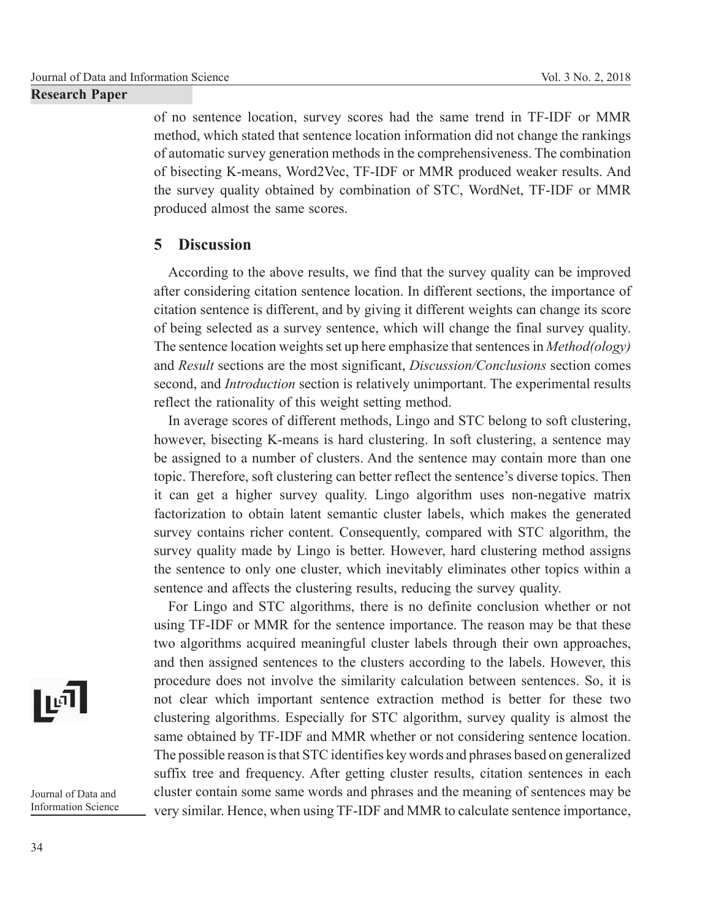of no sentence location, survey scores had the same trend in TF-IDF or MMR method, which stated that sentence location information did not change the rankings of automatic survey generation methods in the comprehensiveness. The combination of bisecting K-means, Word2Vec, TF-IDF or MMR produced weaker results. And the survey quality obtained by combination of STC, WordNet, TF-IDF or MMR produced almost the same scores.

## 5 Discussion

According to the above results, we find that the survey quality can be improved after considering citation sentence location. In different sections, the importance of citation sentence is different, and by giving it different weights can change its score of being selected as a survey sentence, which will change the final survey quality. The sentence location weights set up here emphasize that sentences in *Method(ology)* and *Result* sections are the most significant, *Discussion/Conclusions* section comes second, and *Introduction* section is relatively unimportant. The experimental results reflect the rationality of this weight setting method.

In average scores of different methods, Lingo and STC belong to soft clustering, however, bisecting K-means is hard clustering. In soft clustering, a sentence may be assigned to a number of clusters. And the sentence may contain more than one topic. Therefore, soft clustering can better reflect the sentence's diverse topics. Then it can get a higher survey quality. Lingo algorithm uses non-negative matrix factorization to obtain latent semantic cluster labels, which makes the generated survey contains richer content. Consequently, compared with STC algorithm, the survey quality made by Lingo is better. However, hard clustering method assigns the sentence to only one cluster, which inevitably eliminates other topics within a sentence and affects the clustering results, reducing the survey quality.

For Lingo and STC algorithms, there is no definite conclusion whether or not using TF-IDF or MMR for the sentence importance. The reason may be that these two algorithms acquired meaningful cluster labels through their own approaches, and then assigned sentences to the clusters according to the labels. However, this procedure does not involve the similarity calculation between sentences. So, it is not clear which important sentence extraction method is better for these two clustering algorithms. Especially for STC algorithm, survey quality is almost the same obtained by TF-IDF and MMR whether or not considering sentence location. The possible reason is that STC identifies key words and phrases based on generalized suffix tree and frequency. After getting cluster results, citation sentences in each cluster contain some same words and phrases and the meaning of sentences may be very similar. Hence, when using TF-IDF and MMR to calculate sentence importance,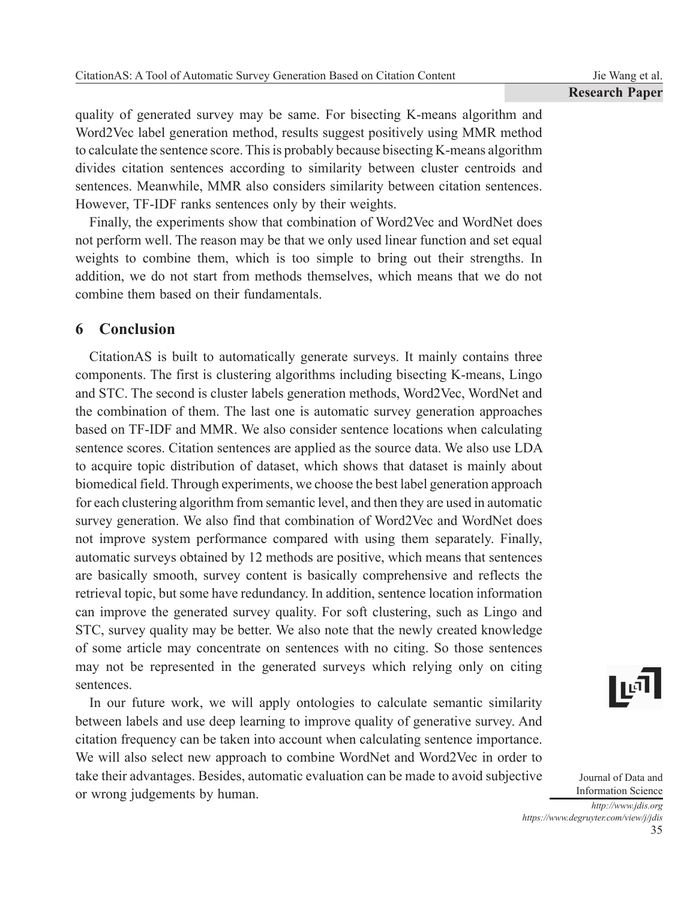quality of generated survey may be same. For bisecting K-means algorithm and Word2Vec label generation method, results suggest positively using MMR method to calculate the sentence score. This is probably because bisecting K-means algorithm divides citation sentences according to similarity between cluster centroids and sentences. Meanwhile, MMR also considers similarity between citation sentences. However, TF-IDF ranks sentences only by their weights.

Finally, the experiments show that combination of Word2Vec and WordNet does not perform well. The reason may be that we only used linear function and set equal weights to combine them, which is too simple to bring out their strengths. In addition, we do not start from methods themselves, which means that we do not combine them based on their fundamentals.

## 6 Conclusion

CitationAS is built to automatically generate surveys. It mainly contains three components. The first is clustering algorithms including bisecting K-means, Lingo and STC. The second is cluster labels generation methods, Word2Vec, WordNet and the combination of them. The last one is automatic survey generation approaches based on TF-IDF and MMR. We also consider sentence locations when calculating sentence scores. Citation sentences are applied as the source data. We also use LDA to acquire topic distribution of dataset, which shows that dataset is mainly about biomedical field. Through experiments, we choose the best label generation approach for each clustering algorithm from semantic level, and then they are used in automatic survey generation. We also find that combination of Word2Vec and WordNet does not improve system performance compared with using them separately. Finally, automatic surveys obtained by 12 methods are positive, which means that sentences are basically smooth, survey content is basically comprehensive and reflects the retrieval topic, but some have redundancy. In addition, sentence location information can improve the generated survey quality. For soft clustering, such as Lingo and STC, survey quality may be better. We also note that the newly created knowledge of some article may concentrate on sentences with no citing. So those sentences may not be represented in the generated surveys which relying only on citing sentences.

In our future work, we will apply ontologies to calculate semantic similarity between labels and use deep learning to improve quality of generative survey. And citation frequency can be taken into account when calculating sentence importance. We will also select new approach to combine WordNet and Word2Vec in order to take their advantages. Besides, automatic evaluation can be made to avoid subjective or wrong judgements by human.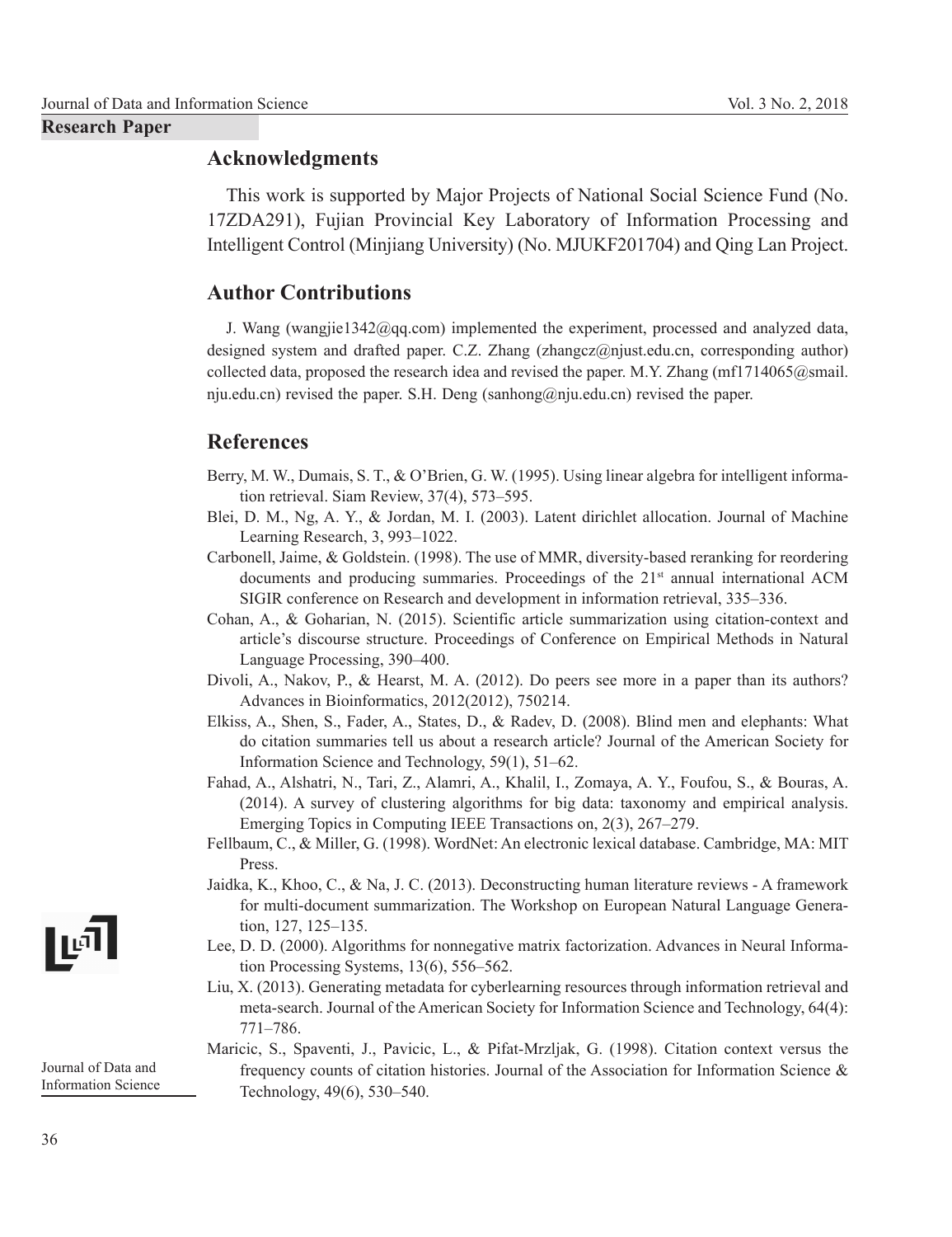## Acknowledgments

This work is supported by Major Projects of National Social Science Fund (No. 17ZDA291), Fujian Provincial Key Laboratory of Information Processing and Intelligent Control (Minjiang University) (No. MJUKF201704) and Qing Lan Project.

## Author Contributions

J. Wang (wangjie1342@qq.com) implemented the experiment, processed and analyzed data, designed system and drafted paper. C.Z. Zhang (zhangcz@njust.edu.cn, corresponding author) collected data, proposed the research idea and revised the paper. M.Y. Zhang (mf1714065@smail.nju.edu.cn) revised the paper. S.H. Deng (sanhong@nju.edu.cn) revised the paper.

## References

Berry, M. W., Dumais, S. T., & O'Brien, G. W. (1995). Using linear algebra for intelligent information retrieval. Siam Review, 37(4), 573–595.

Blei, D. M., Ng, A. Y., & Jordan, M. I. (2003). Latent dirichlet allocation. Journal of Machine Learning Research, 3, 993–1022.

Carbonell, Jaime, & Goldstein. (1998). The use of MMR, diversity-based reranking for reordering documents and producing summaries. Proceedings of the 21st annual international ACM SIGIR conference on Research and development in information retrieval, 335–336.

Cohan, A., & Goharian, N. (2015). Scientific article summarization using citation-context and article's discourse structure. Proceedings of Conference on Empirical Methods in Natural Language Processing, 390–400.

Divoli, A., Nakov, P., & Hearst, M. A. (2012). Do peers see more in a paper than its authors? Advances in Bioinformatics, 2012(2012), 750214.

Elkiss, A., Shen, S., Fader, A., States, D., & Radev, D. (2008). Blind men and elephants: What do citation summaries tell us about a research article? Journal of the American Society for Information Science and Technology, 59(1), 51–62.

Fahad, A., Alshatri, N., Tari, Z., Alamri, A., Khalil, I., Zomaya, A. Y., Foufou, S., & Bouras, A. (2014). A survey of clustering algorithms for big data: taxonomy and empirical analysis. Emerging Topics in Computing IEEE Transactions on, 2(3), 267–279.

Fellbaum, C., & Miller, G. (1998). WordNet: An electronic lexical database. Cambridge, MA: MIT Press.

Jaidka, K., Khoo, C., & Na, J. C. (2013). Deconstructing human literature reviews - A framework for multi-document summarization. The Workshop on European Natural Language Generation, 127, 125–135.

Lee, D. D. (2000). Algorithms for nonnegative matrix factorization. Advances in Neural Information Processing Systems, 13(6), 556–562.

Liu, X. (2013). Generating metadata for cyberlearning resources through information retrieval and meta-search. Journal of the American Society for Information Science and Technology, 64(4): 771–786.

Maricic, S., Spaventi, J., Pavicic, L., & Pifat-Mrzljak, G. (1998). Citation context versus the frequency counts of citation histories. Journal of the Association for Information Science & Technology, 49(6), 530–540.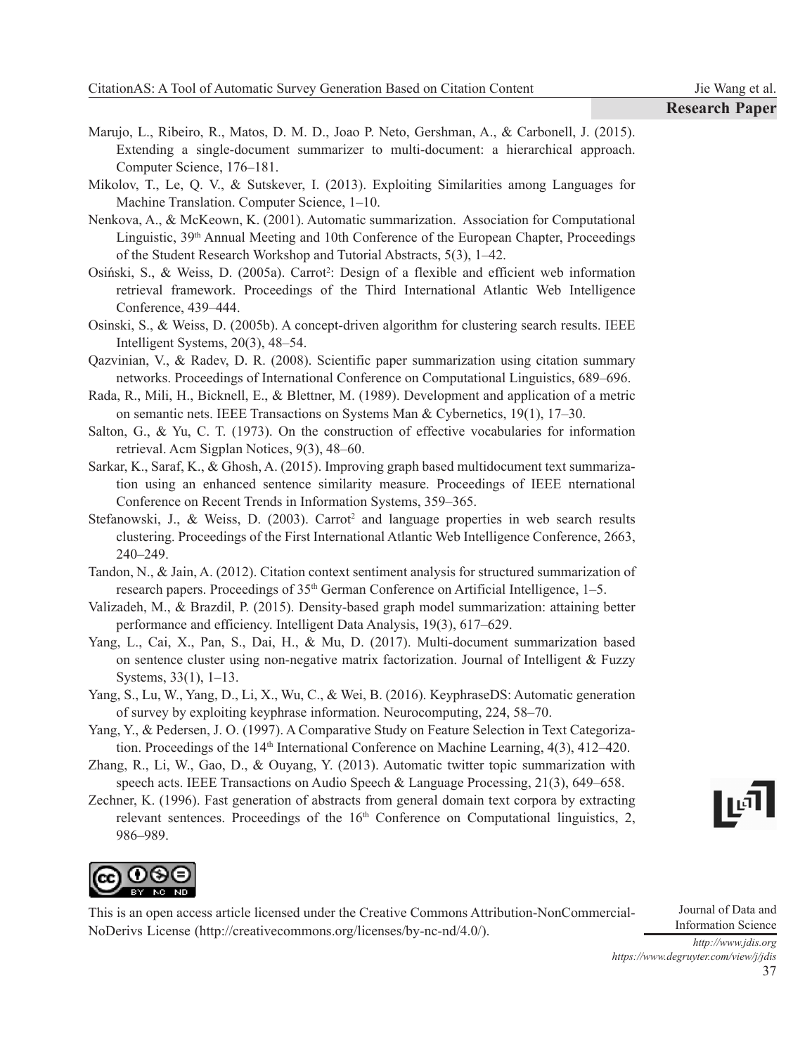Marujo, L., Ribeiro, R., Matos, D. M. D., Joao P. Neto, Gershman, A., & Carbonell, J. (2015). Extending a single-document summarizer to multi-document: a hierarchical approach. Computer Science, 176–181.

Mikolov, T., Le, Q. V., & Sutskever, I. (2013). Exploiting Similarities among Languages for Machine Translation. Computer Science, 1–10.

Nenkova, A., & McKeown, K. (2001). Automatic summarization. Association for Computational Linguistic, 39th Annual Meeting and 10th Conference of the European Chapter, Proceedings of the Student Research Workshop and Tutorial Abstracts, 5(3), 1–42.

Osiński, S., & Weiss, D. (2005a). Carrot²: Design of a flexible and efficient web information retrieval framework. Proceedings of the Third International Atlantic Web Intelligence Conference, 439–444.

Osinski, S., & Weiss, D. (2005b). A concept-driven algorithm for clustering search results. IEEE Intelligent Systems, 20(3), 48–54.

Qazvinian, V., & Radev, D. R. (2008). Scientific paper summarization using citation summary networks. Proceedings of International Conference on Computational Linguistics, 689–696.

Rada, R., Mili, H., Bicknell, E., & Blettner, M. (1989). Development and application of a metric on semantic nets. IEEE Transactions on Systems Man & Cybernetics, 19(1), 17–30.

Salton, G., & Yu, C. T. (1973). On the construction of effective vocabularies for information retrieval. Acm Sigplan Notices, 9(3), 48–60.

Sarkar, K., Saraf, K., & Ghosh, A. (2015). Improving graph based multidocument text summarization using an enhanced sentence similarity measure. Proceedings of IEEE nternational Conference on Recent Trends in Information Systems, 359–365.

Stefanowski, J., & Weiss, D. (2003). Carrot² and language properties in web search results clustering. Proceedings of the First International Atlantic Web Intelligence Conference, 2663, 240–249.

Tandon, N., & Jain, A. (2012). Citation context sentiment analysis for structured summarization of research papers. Proceedings of 35th German Conference on Artificial Intelligence, 1–5.

Valizadeh, M., & Brazdil, P. (2015). Density-based graph model summarization: attaining better performance and efficiency. Intelligent Data Analysis, 19(3), 617–629.

Yang, L., Cai, X., Pan, S., Dai, H., & Mu, D. (2017). Multi-document summarization based on sentence cluster using non-negative matrix factorization. Journal of Intelligent & Fuzzy Systems, 33(1), 1–13.

Yang, S., Lu, W., Yang, D., Li, X., Wu, C., & Wei, B. (2016). KeyphraseDS: Automatic generation of survey by exploiting keyphrase information. Neurocomputing, 224, 58–70.

Yang, Y., & Pedersen, J. O. (1997). A Comparative Study on Feature Selection in Text Categorization. Proceedings of the 14th International Conference on Machine Learning, 4(3), 412–420.

Zhang, R., Li, W., Gao, D., & Ouyang, Y. (2013). Automatic twitter topic summarization with speech acts. IEEE Transactions on Audio Speech & Language Processing, 21(3), 649–658.

Zechner, K. (1996). Fast generation of abstracts from general domain text corpora by extracting relevant sentences. Proceedings of the 16th Conference on Computational linguistics, 2, 986–989.

This is an open access article licensed under the Creative Commons Attribution-NonCommercial-NoDerivs License (http://creativecommons.org/licenses/by-nc-nd/4.0/).